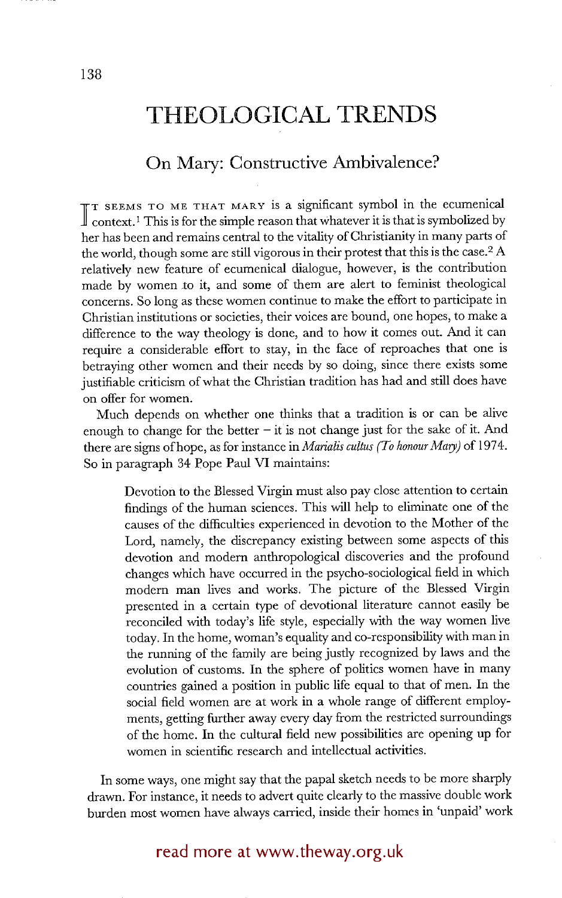# THEOLOGICAL TRENDS

## On Mary: Constructive Ambivalence?

IT SEEMS TO ME THAT MARY is a significant symbol in the ecumenical context.[1] This is for the simple reason that whatever it is that is symbolized by her has been and remains central to the vitality of Christianity in many parts of the world, though some are still vigorous in their protest that this is the case.[2] A relatively new feature of ecumenical dialogue, however, is the contribution made by women to it, and some of them are alert to feminist theological concerns. So long as these women continue to make the effort to participate in Christian institutions or societies, their voices are bound, one hopes, to make a difference to the way theology is done, and to how it comes out. And it can require a considerable effort to stay, in the face of reproaches that one is betraying other women and their needs by so doing, since there exists some justifiable criticism of what the Christian tradition has had and still does have on offer for women.

Much depends on whether one thinks that a tradition is or can be alive enough to change for the better – it is not change just for the sake of it. And there are signs of hope, as for instance in *Marialis cultus (To honour Mary)* of 1974. So in paragraph 34 Pope Paul VI maintains:

> Devotion to the Blessed Virgin must also pay close attention to certain findings of the human sciences. This will help to eliminate one of the causes of the difficulties experienced in devotion to the Mother of the Lord, namely, the discrepancy existing between some aspects of this devotion and modern anthropological discoveries and the profound changes which have occurred in the psycho-sociological field in which modern man lives and works. The picture of the Blessed Virgin presented in a certain type of devotional literature cannot easily be reconciled with today's life style, especially with the way women live today. In the home, woman's equality and co-responsibility with man in the running of the family are being justly recognized by laws and the evolution of customs. In the sphere of politics women have in many countries gained a position in public life equal to that of men. In the social field women are at work in a whole range of different employments, getting further away every day from the restricted surroundings of the home. In the cultural field new possibilities are opening up for women in scientific research and intellectual activities.

In some ways, one might say that the papal sketch needs to be more sharply drawn. For instance, it needs to advert quite clearly to the massive double work burden most women have always carried, inside their homes in 'unpaid' work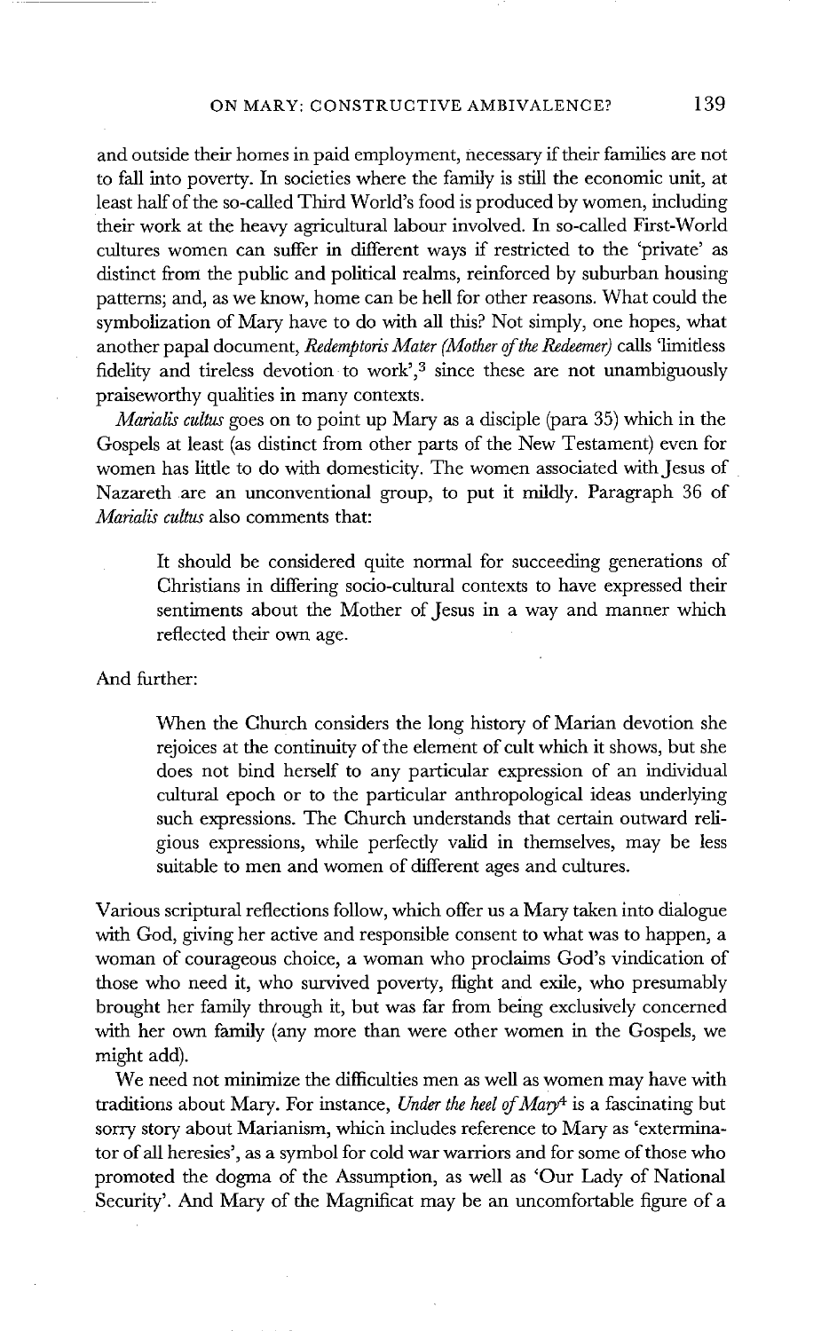and outside their homes in paid employment, necessary if their families are not to fall into poverty. In societies where the family is still the economic unit, at least half of the so-called Third World's food is produced by women, including their work at the heavy agricultural labour involved. In so-called First-World cultures women can suffer in different ways if restricted to the 'private' as distinct from the public and political realms, reinforced by suburban housing patterns; and, as we know, home can be hell for other reasons. What could the symbolization of Mary have to do with all this? Not simply, one hopes, what another papal document, *Redemptoris Mater (Mother of the Redeemer)* calls 'limitless fidelity and tireless devotion to work',[3] since these are not unambiguously praiseworthy qualities in many contexts.

*Marialis cultus* goes on to point up Mary as a disciple (para 35) which in the Gospels at least (as distinct from other parts of the New Testament) even for women has little to do with domesticity. The women associated with Jesus of Nazareth are an unconventional group, to put it mildly. Paragraph 36 of *Marialis cultus* also comments that:

> It should be considered quite normal for succeeding generations of Christians in differing socio-cultural contexts to have expressed their sentiments about the Mother of Jesus in a way and manner which reflected their own age.

And further:

> When the Church considers the long history of Marian devotion she rejoices at the continuity of the element of cult which it shows, but she does not bind herself to any particular expression of an individual cultural epoch or to the particular anthropological ideas underlying such expressions. The Church understands that certain outward religious expressions, while perfectly valid in themselves, may be less suitable to men and women of different ages and cultures.

Various scriptural reflections follow, which offer us a Mary taken into dialogue with God, giving her active and responsible consent to what was to happen, a woman of courageous choice, a woman who proclaims God's vindication of those who need it, who survived poverty, flight and exile, who presumably brought her family through it, but was far from being exclusively concerned with her own family (any more than were other women in the Gospels, we might add).

We need not minimize the difficulties men as well as women may have with traditions about Mary. For instance, *Under the heel of Mary*[4] is a fascinating but sorry story about Marianism, which includes reference to Mary as 'exterminator of all heresies', as a symbol for cold war warriors and for some of those who promoted the dogma of the Assumption, as well as 'Our Lady of National Security'. And Mary of the Magnificat may be an uncomfortable figure of a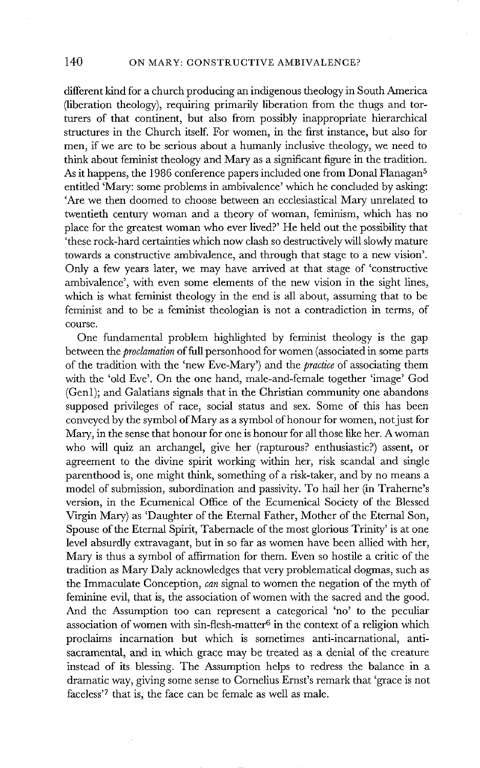different kind for a church producing an indigenous theology in South America (liberation theology), requiring primarily liberation from the thugs and torturers of that continent, but also from possibly inappropriate hierarchical structures in the Church itself. For women, in the first instance, but also for men, if we are to be serious about a humanly inclusive theology, we need to think about feminist theology and Mary as a significant figure in the tradition. As it happens, the 1986 conference papers included one from Donal Flanagan[5] entitled 'Mary: some problems in ambivalence' which he concluded by asking: 'Are we then doomed to choose between an ecclesiastical Mary unrelated to twentieth century woman and a theory of woman, feminism, which has no place for the greatest woman who ever lived?' He held out the possibility that 'these rock-hard certainties which now clash so destructively will slowly mature towards a constructive ambivalence, and through that stage to a new vision'. Only a few years later, we may have arrived at that stage of 'constructive ambivalence', with even some elements of the new vision in the sight lines, which is what feminist theology in the end is all about, assuming that to be feminist and to be a feminist theologian is not a contradiction in terms, of course.

One fundamental problem highlighted by feminist theology is the gap between the *proclamation* of full personhood for women (associated in some parts of the tradition with the 'new Eve-Mary') and the *practice* of associating them with the 'old Eve'. On the one hand, male-and-female together 'image' God (Gen1); and Galatians signals that in the Christian community one abandons supposed privileges of race, social status and sex. Some of this has been conveyed by the symbol of Mary as a symbol of honour for women, not just for Mary, in the sense that honour for one is honour for all those like her. A woman who will quiz an archangel, give her (rapturous? enthusiastic?) assent, or agreement to the divine spirit working within her, risk scandal and single parenthood is, one might think, something of a risk-taker, and by no means a model of submission, subordination and passivity. To hail her (in Traherne's version, in the Ecumenical Office of the Ecumenical Society of the Blessed Virgin Mary) as 'Daughter of the Eternal Father, Mother of the Eternal Son, Spouse of the Eternal Spirit, Tabernacle of the most glorious Trinity' is at one level absurdly extravagant, but in so far as women have been allied with her, Mary is thus a symbol of affirmation for them. Even so hostile a critic of the tradition as Mary Daly acknowledges that very problematical dogmas, such as the Immaculate Conception, *can* signal to women the negation of the myth of feminine evil, that is, the association of women with the sacred and the good. And the Assumption too can represent a categorical 'no' to the peculiar association of women with sin-flesh-matter[6] in the context of a religion which proclaims incarnation but which is sometimes anti-incarnational, anti-sacramental, and in which grace may be treated as a denial of the creature instead of its blessing. The Assumption helps to redress the balance in a dramatic way, giving some sense to Cornelius Ernst's remark that 'grace is not faceless'[7] that is, the face can be female as well as male.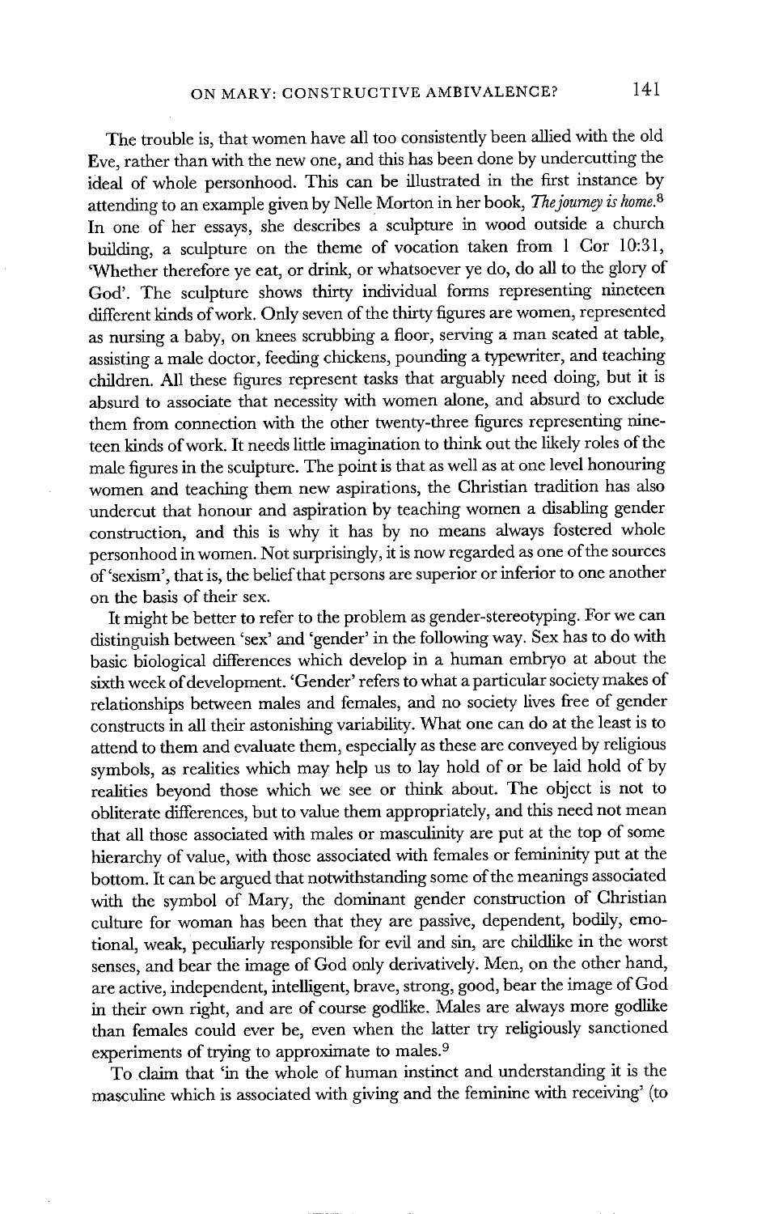The trouble is, that women have all too consistently been allied with the old Eve, rather than with the new one, and this has been done by undercutting the ideal of whole personhood. This can be illustrated in the first instance by attending to an example given by Nelle Morton in her book, *The journey is home*.[8] In one of her essays, she describes a sculpture in wood outside a church building, a sculpture on the theme of vocation taken from 1 Cor 10:31, 'Whether therefore ye eat, or drink, or whatsoever ye do, do all to the glory of God'. The sculpture shows thirty individual forms representing nineteen different kinds of work. Only seven of the thirty figures are women, represented as nursing a baby, on knees scrubbing a floor, serving a man seated at table, assisting a male doctor, feeding chickens, pounding a typewriter, and teaching children. All these figures represent tasks that arguably need doing, but it is absurd to associate that necessity with women alone, and absurd to exclude them from connection with the other twenty-three figures representing nineteen kinds of work. It needs little imagination to think out the likely roles of the male figures in the sculpture. The point is that as well as at one level honouring women and teaching them new aspirations, the Christian tradition has also undercut that honour and aspiration by teaching women a disabling gender construction, and this is why it has by no means always fostered whole personhood in women. Not surprisingly, it is now regarded as one of the sources of 'sexism', that is, the belief that persons are superior or inferior to one another on the basis of their sex.

It might be better to refer to the problem as gender-stereotyping. For we can distinguish between 'sex' and 'gender' in the following way. Sex has to do with basic biological differences which develop in a human embryo at about the sixth week of development. 'Gender' refers to what a particular society makes of relationships between males and females, and no society lives free of gender constructs in all their astonishing variability. What one can do at the least is to attend to them and evaluate them, especially as these are conveyed by religious symbols, as realities which may help us to lay hold of or be laid hold of by realities beyond those which we see or think about. The object is not to obliterate differences, but to value them appropriately, and this need not mean that all those associated with males or masculinity are put at the top of some hierarchy of value, with those associated with females or femininity put at the bottom. It can be argued that notwithstanding some of the meanings associated with the symbol of Mary, the dominant gender construction of Christian culture for woman has been that they are passive, dependent, bodily, emotional, weak, peculiarly responsible for evil and sin, are childlike in the worst senses, and bear the image of God only derivatively. Men, on the other hand, are active, independent, intelligent, brave, strong, good, bear the image of God in their own right, and are of course godlike. Males are always more godlike than females could ever be, even when the latter try religiously sanctioned experiments of trying to approximate to males.[9]

To claim that 'in the whole of human instinct and understanding it is the masculine which is associated with giving and the feminine with receiving' (to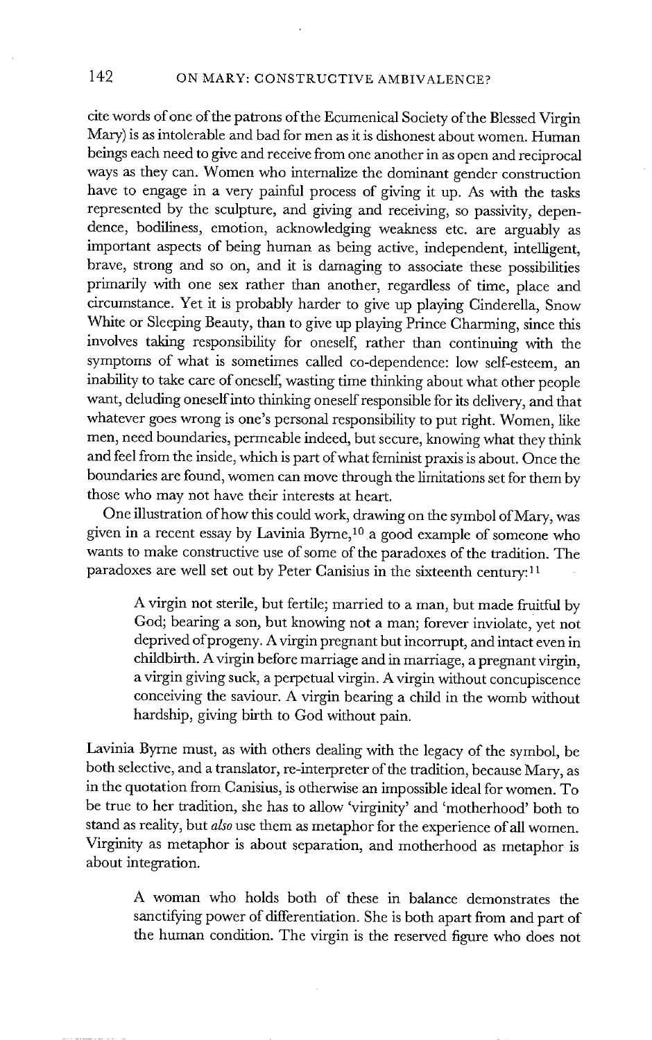cite words of one of the patrons of the Ecumenical Society of the Blessed Virgin Mary) is as intolerable and bad for men as it is dishonest about women. Human beings each need to give and receive from one another in as open and reciprocal ways as they can. Women who internalize the dominant gender construction have to engage in a very painful process of giving it up. As with the tasks represented by the sculpture, and giving and receiving, so passivity, dependence, bodiliness, emotion, acknowledging weakness etc. are arguably as important aspects of being human as being active, independent, intelligent, brave, strong and so on, and it is damaging to associate these possibilities primarily with one sex rather than another, regardless of time, place and circumstance. Yet it is probably harder to give up playing Cinderella, Snow White or Sleeping Beauty, than to give up playing Prince Charming, since this involves taking responsibility for oneself, rather than continuing with the symptoms of what is sometimes called co-dependence: low self-esteem, an inability to take care of oneself, wasting time thinking about what other people want, deluding oneself into thinking oneself responsible for its delivery, and that whatever goes wrong is one's personal responsibility to put right. Women, like men, need boundaries, permeable indeed, but secure, knowing what they think and feel from the inside, which is part of what feminist praxis is about. Once the boundaries are found, women can move through the limitations set for them by those who may not have their interests at heart.

One illustration of how this could work, drawing on the symbol of Mary, was given in a recent essay by Lavinia Byrne,[10] a good example of someone who wants to make constructive use of some of the paradoxes of the tradition. The paradoxes are well set out by Peter Canisius in the sixteenth century:[11]

> A virgin not sterile, but fertile; married to a man, but made fruitful by God; bearing a son, but knowing not a man; forever inviolate, yet not deprived of progeny. A virgin pregnant but incorrupt, and intact even in childbirth. A virgin before marriage and in marriage, a pregnant virgin, a virgin giving suck, a perpetual virgin. A virgin without concupiscence conceiving the saviour. A virgin bearing a child in the womb without hardship, giving birth to God without pain.

Lavinia Byrne must, as with others dealing with the legacy of the symbol, be both selective, and a translator, re-interpreter of the tradition, because Mary, as in the quotation from Canisius, is otherwise an impossible ideal for women. To be true to her tradition, she has to allow 'virginity' and 'motherhood' both to stand as reality, but *also* use them as metaphor for the experience of all women. Virginity as metaphor is about separation, and motherhood as metaphor is about integration.

> A woman who holds both of these in balance demonstrates the sanctifying power of differentiation. She is both apart from and part of the human condition. The virgin is the reserved figure who does not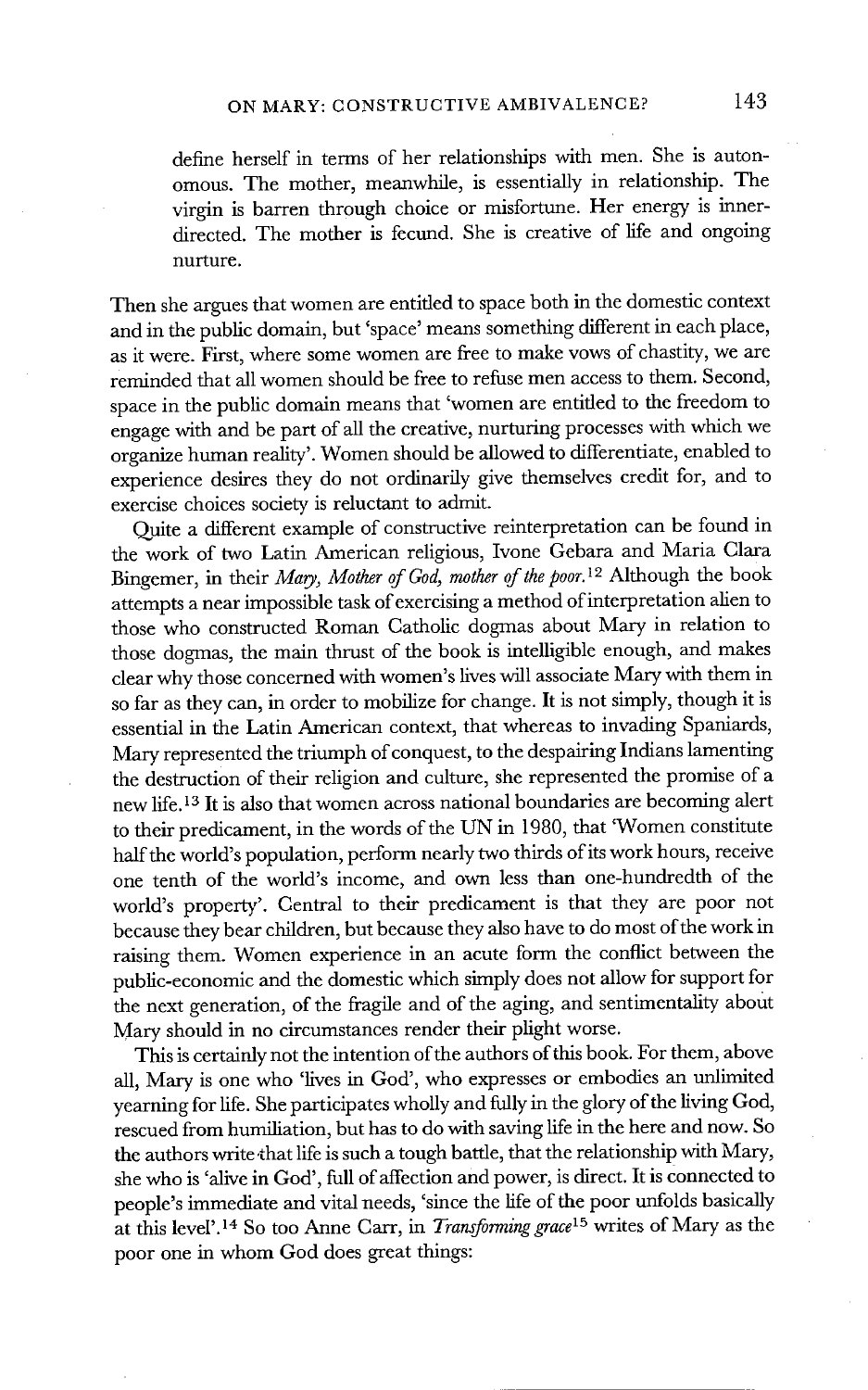> define herself in terms of her relationships with men. She is autonomous. The mother, meanwhile, is essentially in relationship. The virgin is barren through choice or misfortune. Her energy is inner-directed. The mother is fecund. She is creative of life and ongoing nurture.

Then she argues that women are entitled to space both in the domestic context and in the public domain, but 'space' means something different in each place, as it were. First, where some women are free to make vows of chastity, we are reminded that all women should be free to refuse men access to them. Second, space in the public domain means that 'women are entitled to the freedom to engage with and be part of all the creative, nurturing processes with which we organize human reality'. Women should be allowed to differentiate, enabled to experience desires they do not ordinarily give themselves credit for, and to exercise choices society is reluctant to admit.

Quite a different example of constructive reinterpretation can be found in the work of two Latin American religious, Ivone Gebara and Maria Clara Bingemer, in their *Mary, Mother of God, mother of the poor.*[12] Although the book attempts a near impossible task of exercising a method of interpretation alien to those who constructed Roman Catholic dogmas about Mary in relation to those dogmas, the main thrust of the book is intelligible enough, and makes clear why those concerned with women's lives will associate Mary with them in so far as they can, in order to mobilize for change. It is not simply, though it is essential in the Latin American context, that whereas to invading Spaniards, Mary represented the triumph of conquest, to the despairing Indians lamenting the destruction of their religion and culture, she represented the promise of a new life.[13] It is also that women across national boundaries are becoming alert to their predicament, in the words of the UN in 1980, that 'Women constitute half the world's population, perform nearly two thirds of its work hours, receive one tenth of the world's income, and own less than one-hundredth of the world's property'. Central to their predicament is that they are poor not because they bear children, but because they also have to do most of the work in raising them. Women experience in an acute form the conflict between the public-economic and the domestic which simply does not allow for support for the next generation, of the fragile and of the aging, and sentimentality about Mary should in no circumstances render their plight worse.

This is certainly not the intention of the authors of this book. For them, above all, Mary is one who 'lives in God', who expresses or embodies an unlimited yearning for life. She participates wholly and fully in the glory of the living God, rescued from humiliation, but has to do with saving life in the here and now. So the authors write that life is such a tough battle, that the relationship with Mary, she who is 'alive in God', full of affection and power, is direct. It is connected to people's immediate and vital needs, 'since the life of the poor unfolds basically at this level'.[14] So too Anne Carr, in *Transforming grace*[15] writes of Mary as the poor one in whom God does great things: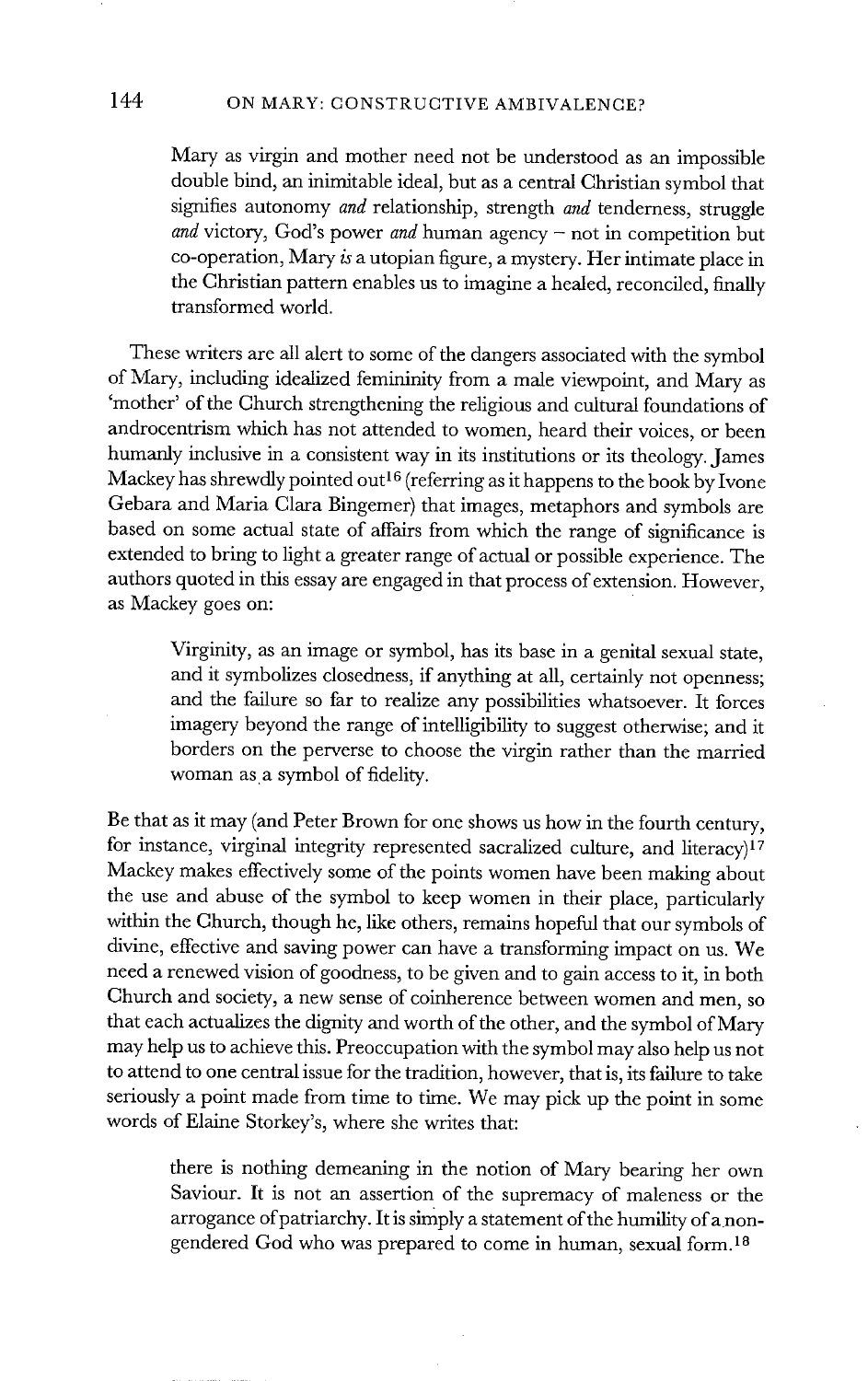> Mary as virgin and mother need not be understood as an impossible double bind, an inimitable ideal, but as a central Christian symbol that signifies autonomy *and* relationship, strength *and* tenderness, struggle *and* victory, God's power *and* human agency – not in competition but co-operation, Mary *is* a utopian figure, a mystery. Her intimate place in the Christian pattern enables us to imagine a healed, reconciled, finally transformed world.

These writers are all alert to some of the dangers associated with the symbol of Mary, including idealized femininity from a male viewpoint, and Mary as 'mother' of the Church strengthening the religious and cultural foundations of androcentrism which has not attended to women, heard their voices, or been humanly inclusive in a consistent way in its institutions or its theology. James Mackey has shrewdly pointed out[16] (referring as it happens to the book by Ivone Gebara and Maria Clara Bingemer) that images, metaphors and symbols are based on some actual state of affairs from which the range of significance is extended to bring to light a greater range of actual or possible experience. The authors quoted in this essay are engaged in that process of extension. However, as Mackey goes on:

> Virginity, as an image or symbol, has its base in a genital sexual state, and it symbolizes closedness, if anything at all, certainly not openness; and the failure so far to realize any possibilities whatsoever. It forces imagery beyond the range of intelligibility to suggest otherwise; and it borders on the perverse to choose the virgin rather than the married woman as a symbol of fidelity.

Be that as it may (and Peter Brown for one shows us how in the fourth century, for instance, virginal integrity represented sacralized culture, and literacy)[17] Mackey makes effectively some of the points women have been making about the use and abuse of the symbol to keep women in their place, particularly within the Church, though he, like others, remains hopeful that our symbols of divine, effective and saving power can have a transforming impact on us. We need a renewed vision of goodness, to be given and to gain access to it, in both Church and society, a new sense of coinherence between women and men, so that each actualizes the dignity and worth of the other, and the symbol of Mary may help us to achieve this. Preoccupation with the symbol may also help us not to attend to one central issue for the tradition, however, that is, its failure to take seriously a point made from time to time. We may pick up the point in some words of Elaine Storkey's, where she writes that:

> there is nothing demeaning in the notion of Mary bearing her own Saviour. It is not an assertion of the supremacy of maleness or the arrogance of patriarchy. It is simply a statement of the humility of a non-gendered God who was prepared to come in human, sexual form.[18]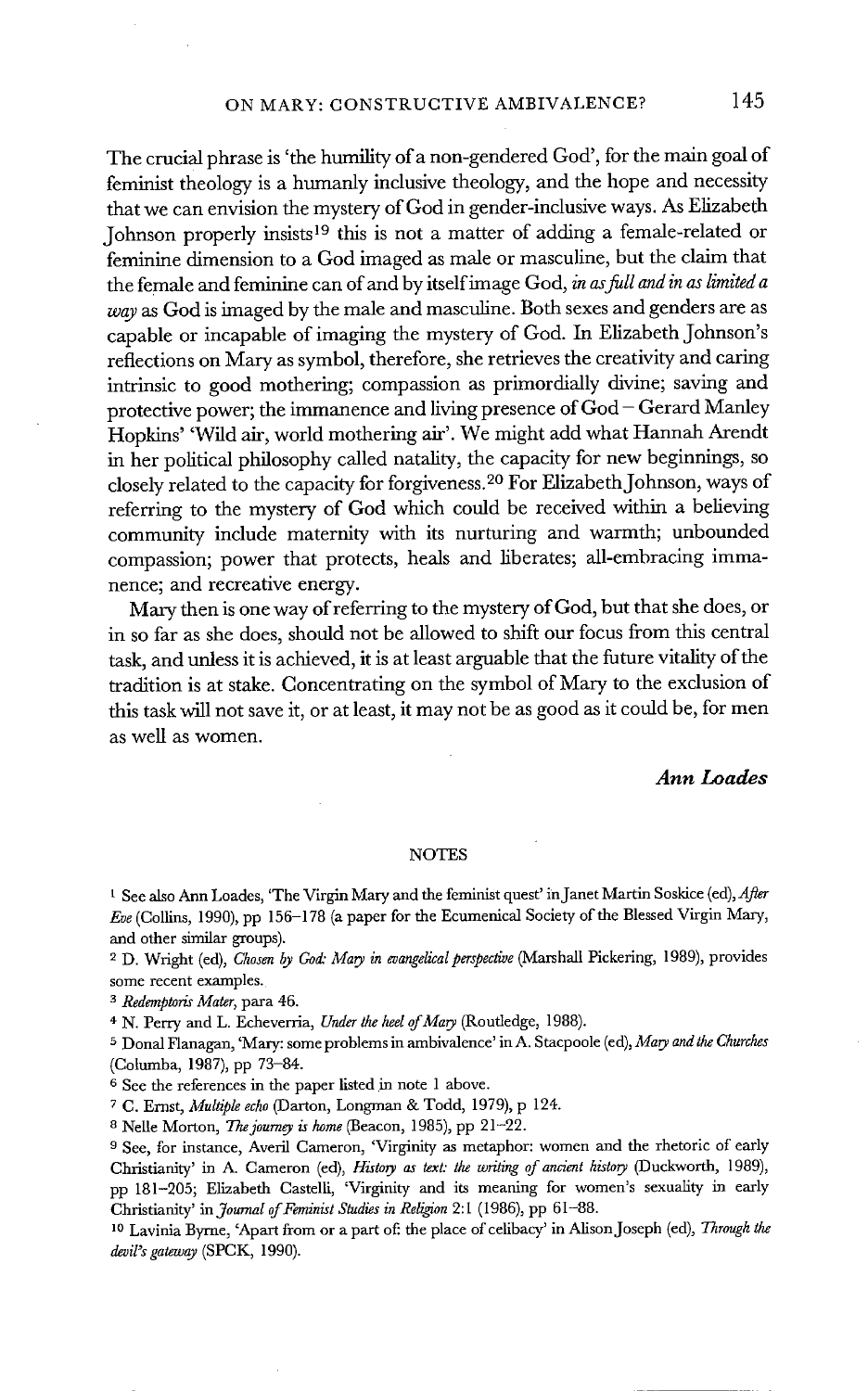The crucial phrase is 'the humility of a non-gendered God', for the main goal of feminist theology is a humanly inclusive theology, and the hope and necessity that we can envision the mystery of God in gender-inclusive ways. As Elizabeth Johnson properly insists[19] this is not a matter of adding a female-related or feminine dimension to a God imaged as male or masculine, but the claim that the female and feminine can of and by itself image God, *in as full and in as limited a way* as God is imaged by the male and masculine. Both sexes and genders are as capable or incapable of imaging the mystery of God. In Elizabeth Johnson's reflections on Mary as symbol, therefore, she retrieves the creativity and caring intrinsic to good mothering; compassion as primordially divine; saving and protective power; the immanence and living presence of God – Gerard Manley Hopkins' 'Wild air, world mothering air'. We might add what Hannah Arendt in her political philosophy called natality, the capacity for new beginnings, so closely related to the capacity for forgiveness.[20] For Elizabeth Johnson, ways of referring to the mystery of God which could be received within a believing community include maternity with its nurturing and warmth; unbounded compassion; power that protects, heals and liberates; all-embracing immanence; and recreative energy.

Mary then is one way of referring to the mystery of God, but that she does, or in so far as she does, should not be allowed to shift our focus from this central task, and unless it is achieved, it is at least arguable that the future vitality of the tradition is at stake. Concentrating on the symbol of Mary to the exclusion of this task will not save it, or at least, it may not be as good as it could be, for men as well as women.

***Ann Loades***

## NOTES

1 See also Ann Loades, 'The Virgin Mary and the feminist quest' in Janet Martin Soskice (ed), *After Eve* (Collins, 1990), pp 156–178 (a paper for the Ecumenical Society of the Blessed Virgin Mary, and other similar groups).

2 D. Wright (ed), *Chosen by God: Mary in evangelical perspective* (Marshall Pickering, 1989), provides some recent examples.

3 *Redemptoris Mater*, para 46.

4 N. Perry and L. Echeverria, *Under the heel of Mary* (Routledge, 1988).

5 Donal Flanagan, 'Mary: some problems in ambivalence' in A. Stacpoole (ed), *Mary and the Churches* (Columba, 1987), pp 73–84.

6 See the references in the paper listed in note 1 above.

7 C. Ernst, *Multiple echo* (Darton, Longman & Todd, 1979), p 124.

8 Nelle Morton, *The journey is home* (Beacon, 1985), pp 21–22.

9 See, for instance, Averil Cameron, 'Virginity as metaphor: women and the rhetoric of early Christianity' in A. Cameron (ed), *History as text: the writing of ancient history* (Duckworth, 1989), pp 181–205; Elizabeth Castelli, 'Virginity and its meaning for women's sexuality in early Christianity' in *Journal of Feminist Studies in Religion* 2:1 (1986), pp 61–88.

10 Lavinia Byrne, 'Apart from or a part of: the place of celibacy' in Alison Joseph (ed), *Through the devil's gateway* (SPCK, 1990).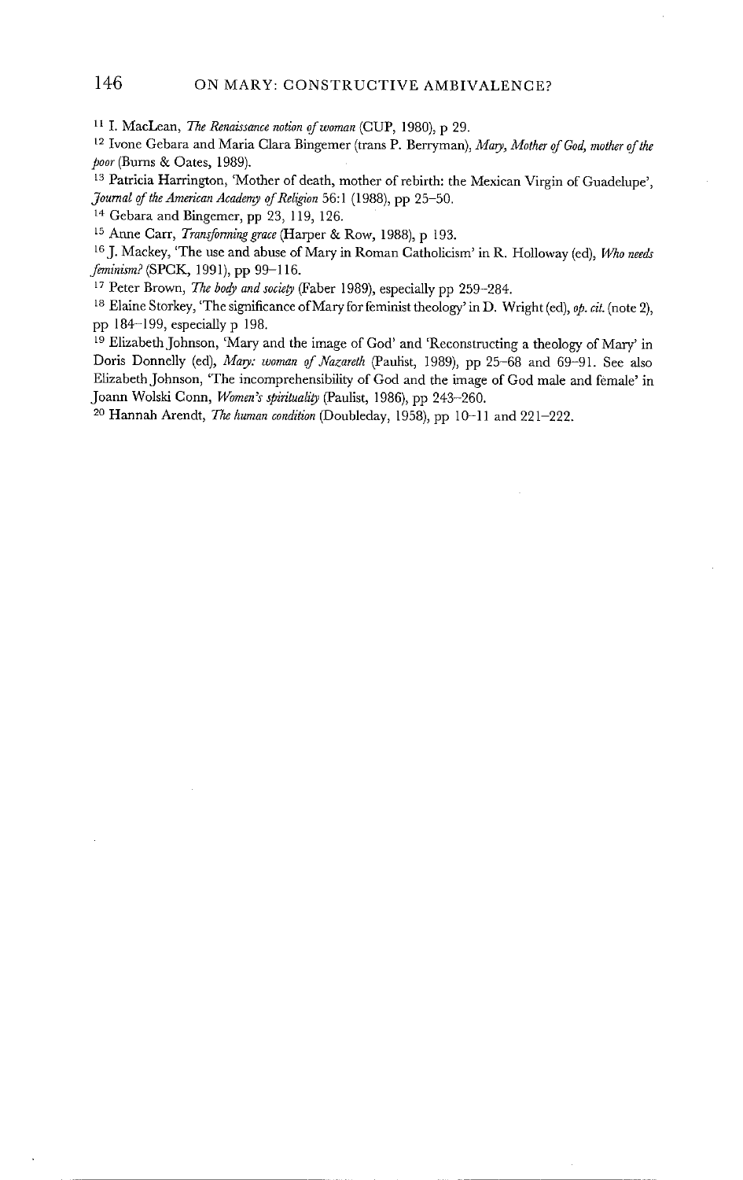[11] I. MacLean, *The Renaissance notion of woman* (CUP, 1980), p 29.

[12] Ivone Gebara and Maria Clara Bingemer (trans P. Berryman), *Mary, Mother of God, mother of the poor* (Burns & Oates, 1989).

[13] Patricia Harrington, 'Mother of death, mother of rebirth: the Mexican Virgin of Guadelupe', *Journal of the American Academy of Religion* 56:1 (1988), pp 25–50.

[14] Gebara and Bingemer, pp 23, 119, 126.

[15] Anne Carr, *Transforming grace* (Harper & Row, 1988), p 193.

[16] J. Mackey, 'The use and abuse of Mary in Roman Catholicism' in R. Holloway (ed), *Who needs feminism?* (SPCK, 1991), pp 99–116.

[17] Peter Brown, *The body and society* (Faber 1989), especially pp 259–284.

[18] Elaine Storkey, 'The significance of Mary for feminist theology' in D. Wright (ed), *op. cit.* (note 2), pp 184–199, especially p 198.

[19] Elizabeth Johnson, 'Mary and the image of God' and 'Reconstructing a theology of Mary' in Doris Donnelly (ed), *Mary: woman of Nazareth* (Paulist, 1989), pp 25–68 and 69–91. See also Elizabeth Johnson, 'The incomprehensibility of God and the image of God male and female' in Joann Wolski Conn, *Women's spirituality* (Paulist, 1986), pp 243–260.

[20] Hannah Arendt, *The human condition* (Doubleday, 1958), pp 10–11 and 221–222.